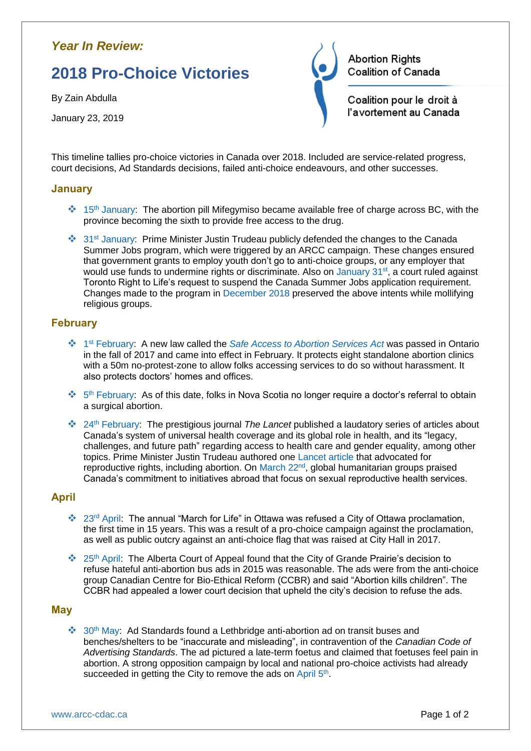***Year In Review:***

# 2018 Pro-Choice Victories

By Zain Abdulla

January 23, 2019

Abortion Rights Coalition of Canada

Coalition pour le droit à l'avortement au Canada

This timeline tallies pro-choice victories in Canada over 2018. Included are service-related progress, court decisions, Ad Standards decisions, failed anti-choice endeavours, and other successes.

## January

- 15th January: The abortion pill Mifegymiso became available free of charge across BC, with the province becoming the sixth to provide free access to the drug.
- 31st January: Prime Minister Justin Trudeau publicly defended the changes to the Canada Summer Jobs program, which were triggered by an ARCC campaign. These changes ensured that government grants to employ youth don't go to anti-choice groups, or any employer that would use funds to undermine rights or discriminate. Also on January 31st, a court ruled against Toronto Right to Life's request to suspend the Canada Summer Jobs application requirement. Changes made to the program in December 2018 preserved the above intents while mollifying religious groups.

## February

- 1st February: A new law called the *Safe Access to Abortion Services Act* was passed in Ontario in the fall of 2017 and came into effect in February. It protects eight standalone abortion clinics with a 50m no-protest-zone to allow folks accessing services to do so without harassment. It also protects doctors' homes and offices.
- 5th February: As of this date, folks in Nova Scotia no longer require a doctor's referral to obtain a surgical abortion.
- 24th February: The prestigious journal *The Lancet* published a laudatory series of articles about Canada's system of universal health coverage and its global role in health, and its "legacy, challenges, and future path" regarding access to health care and gender equality, among other topics. Prime Minister Justin Trudeau authored one Lancet article that advocated for reproductive rights, including abortion. On March 22nd, global humanitarian groups praised Canada's commitment to initiatives abroad that focus on sexual reproductive health services.

## April

- 23rd April: The annual "March for Life" in Ottawa was refused a City of Ottawa proclamation, the first time in 15 years. This was a result of a pro-choice campaign against the proclamation, as well as public outcry against an anti-choice flag that was raised at City Hall in 2017.
- 25th April: The Alberta Court of Appeal found that the City of Grande Prairie's decision to refuse hateful anti-abortion bus ads in 2015 was reasonable. The ads were from the anti-choice group Canadian Centre for Bio-Ethical Reform (CCBR) and said "Abortion kills children". The CCBR had appealed a lower court decision that upheld the city's decision to refuse the ads.

## May

- 30th May: Ad Standards found a Lethbridge anti-abortion ad on transit buses and benches/shelters to be "inaccurate and misleading", in contravention of the *Canadian Code of Advertising Standards*. The ad pictured a late-term foetus and claimed that foetuses feel pain in abortion. A strong opposition campaign by local and national pro-choice activists had already succeeded in getting the City to remove the ads on April 5th.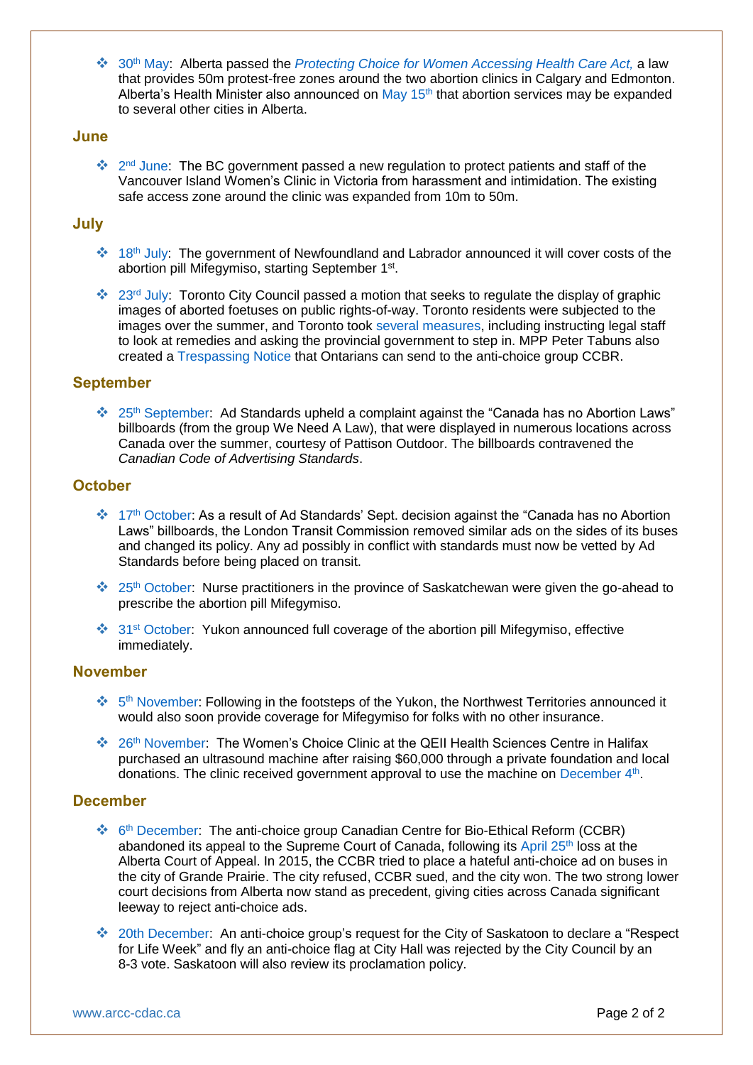- 30th May: Alberta passed the *Protecting Choice for Women Accessing Health Care Act,* a law that provides 50m protest-free zones around the two abortion clinics in Calgary and Edmonton. Alberta's Health Minister also announced on May 15th that abortion services may be expanded to several other cities in Alberta.

## June

- 2nd June: The BC government passed a new regulation to protect patients and staff of the Vancouver Island Women's Clinic in Victoria from harassment and intimidation. The existing safe access zone around the clinic was expanded from 10m to 50m.

## July

- 18th July: The government of Newfoundland and Labrador announced it will cover costs of the abortion pill Mifegymiso, starting September 1st.
- 23rd July: Toronto City Council passed a motion that seeks to regulate the display of graphic images of aborted foetuses on public rights-of-way. Toronto residents were subjected to the images over the summer, and Toronto took several measures, including instructing legal staff to look at remedies and asking the provincial government to step in. MPP Peter Tabuns also created a Trespassing Notice that Ontarians can send to the anti-choice group CCBR.

## September

- 25th September: Ad Standards upheld a complaint against the "Canada has no Abortion Laws" billboards (from the group We Need A Law), that were displayed in numerous locations across Canada over the summer, courtesy of Pattison Outdoor. The billboards contravened the *Canadian Code of Advertising Standards*.

## October

- 17th October: As a result of Ad Standards' Sept. decision against the "Canada has no Abortion Laws" billboards, the London Transit Commission removed similar ads on the sides of its buses and changed its policy. Any ad possibly in conflict with standards must now be vetted by Ad Standards before being placed on transit.
- 25th October: Nurse practitioners in the province of Saskatchewan were given the go-ahead to prescribe the abortion pill Mifegymiso.
- 31st October: Yukon announced full coverage of the abortion pill Mifegymiso, effective immediately.

## November

- 5th November: Following in the footsteps of the Yukon, the Northwest Territories announced it would also soon provide coverage for Mifegymiso for folks with no other insurance.
- 26th November: The Women's Choice Clinic at the QEII Health Sciences Centre in Halifax purchased an ultrasound machine after raising $60,000 through a private foundation and local donations. The clinic received government approval to use the machine on December 4th.

## December

- 6th December: The anti-choice group Canadian Centre for Bio-Ethical Reform (CCBR) abandoned its appeal to the Supreme Court of Canada, following its April 25th loss at the Alberta Court of Appeal. In 2015, the CCBR tried to place a hateful anti-choice ad on buses in the city of Grande Prairie. The city refused, CCBR sued, and the city won. The two strong lower court decisions from Alberta now stand as precedent, giving cities across Canada significant leeway to reject anti-choice ads.
- 20th December: An anti-choice group's request for the City of Saskatoon to declare a "Respect for Life Week" and fly an anti-choice flag at City Hall was rejected by the City Council by an 8-3 vote. Saskatoon will also review its proclamation policy.

www.arcc-cdac.ca